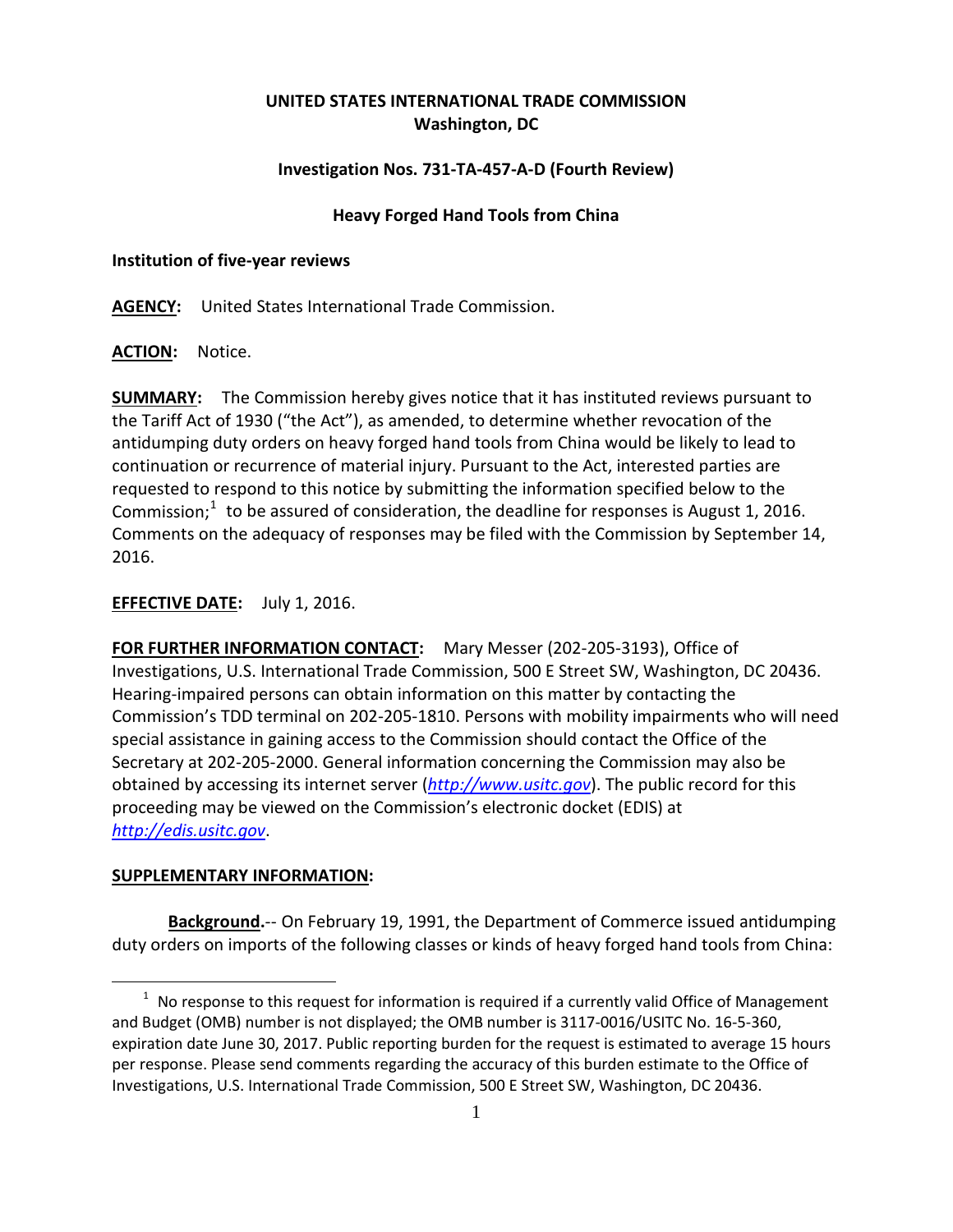**UNITED STATES INTERNATIONAL TRADE COMMISSION**
**Washington, DC**

**Investigation Nos. 731-TA-457-A-D (Fourth Review)**

**Heavy Forged Hand Tools from China**

**Institution of five-year reviews**

**AGENCY:** United States International Trade Commission.

**ACTION:** Notice.

**SUMMARY:** The Commission hereby gives notice that it has instituted reviews pursuant to the Tariff Act of 1930 ("the Act"), as amended, to determine whether revocation of the antidumping duty orders on heavy forged hand tools from China would be likely to lead to continuation or recurrence of material injury. Pursuant to the Act, interested parties are requested to respond to this notice by submitting the information specified below to the Commission;[1] to be assured of consideration, the deadline for responses is August 1, 2016. Comments on the adequacy of responses may be filed with the Commission by September 14, 2016.

**EFFECTIVE DATE:** July 1, 2016.

**FOR FURTHER INFORMATION CONTACT:** Mary Messer (202-205-3193), Office of Investigations, U.S. International Trade Commission, 500 E Street SW, Washington, DC 20436. Hearing-impaired persons can obtain information on this matter by contacting the Commission's TDD terminal on 202-205-1810. Persons with mobility impairments who will need special assistance in gaining access to the Commission should contact the Office of the Secretary at 202-205-2000. General information concerning the Commission may also be obtained by accessing its internet server (*http://www.usitc.gov*). The public record for this proceeding may be viewed on the Commission's electronic docket (EDIS) at *http://edis.usitc.gov*.

**SUPPLEMENTARY INFORMATION:**

**Background.**-- On February 19, 1991, the Department of Commerce issued antidumping duty orders on imports of the following classes or kinds of heavy forged hand tools from China:

[1] No response to this request for information is required if a currently valid Office of Management and Budget (OMB) number is not displayed; the OMB number is 3117-0016/USITC No. 16-5-360, expiration date June 30, 2017. Public reporting burden for the request is estimated to average 15 hours per response. Please send comments regarding the accuracy of this burden estimate to the Office of Investigations, U.S. International Trade Commission, 500 E Street SW, Washington, DC 20436.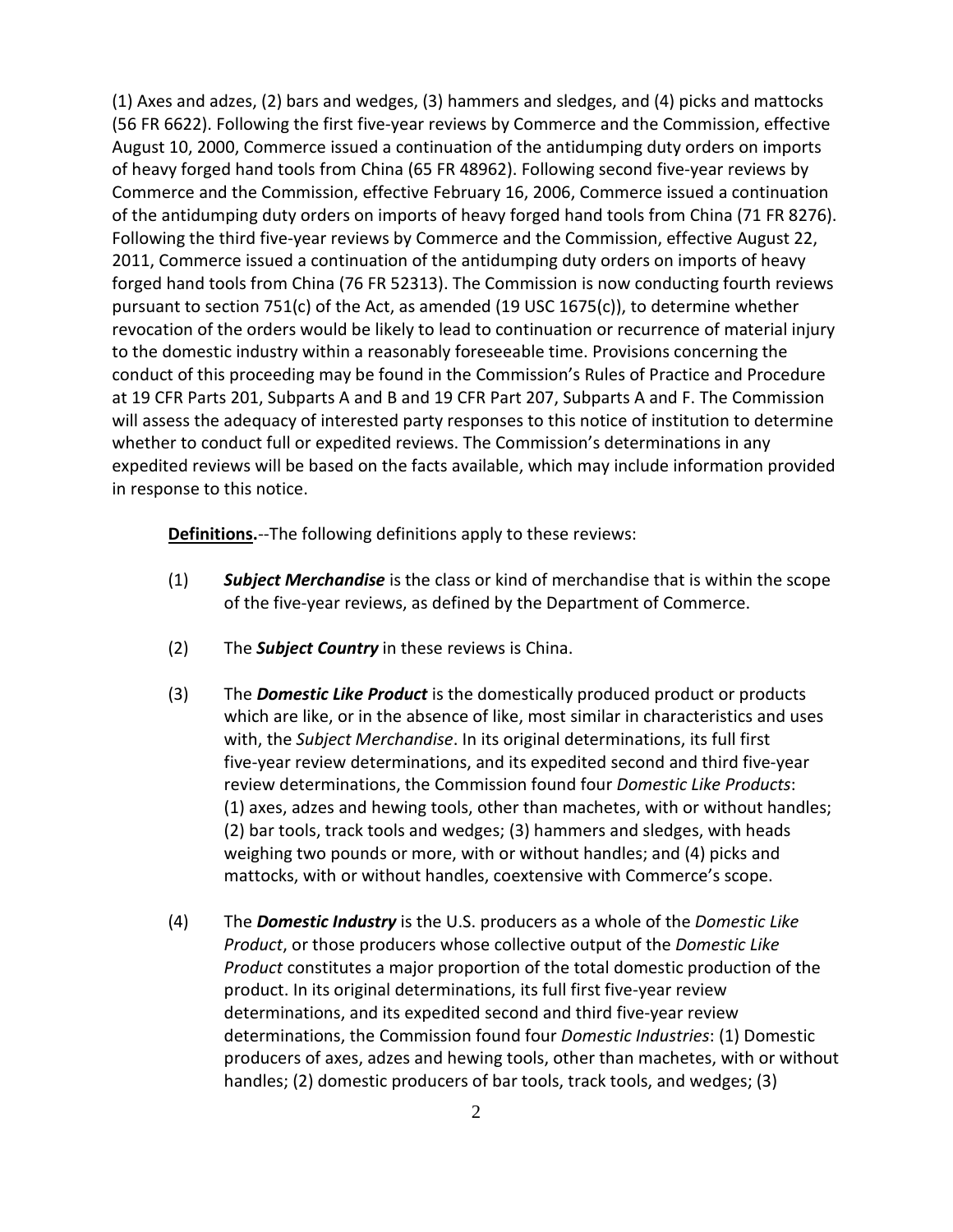(1) Axes and adzes, (2) bars and wedges, (3) hammers and sledges, and (4) picks and mattocks (56 FR 6622). Following the first five-year reviews by Commerce and the Commission, effective August 10, 2000, Commerce issued a continuation of the antidumping duty orders on imports of heavy forged hand tools from China (65 FR 48962). Following second five-year reviews by Commerce and the Commission, effective February 16, 2006, Commerce issued a continuation of the antidumping duty orders on imports of heavy forged hand tools from China (71 FR 8276). Following the third five-year reviews by Commerce and the Commission, effective August 22, 2011, Commerce issued a continuation of the antidumping duty orders on imports of heavy forged hand tools from China (76 FR 52313). The Commission is now conducting fourth reviews pursuant to section 751(c) of the Act, as amended (19 USC 1675(c)), to determine whether revocation of the orders would be likely to lead to continuation or recurrence of material injury to the domestic industry within a reasonably foreseeable time. Provisions concerning the conduct of this proceeding may be found in the Commission's Rules of Practice and Procedure at 19 CFR Parts 201, Subparts A and B and 19 CFR Part 207, Subparts A and F. The Commission will assess the adequacy of interested party responses to this notice of institution to determine whether to conduct full or expedited reviews. The Commission's determinations in any expedited reviews will be based on the facts available, which may include information provided in response to this notice.

**Definitions.**--The following definitions apply to these reviews:

(1) ***Subject Merchandise*** is the class or kind of merchandise that is within the scope of the five-year reviews, as defined by the Department of Commerce.

(2) The ***Subject Country*** in these reviews is China.

(3) The ***Domestic Like Product*** is the domestically produced product or products which are like, or in the absence of like, most similar in characteristics and uses with, the *Subject Merchandise*. In its original determinations, its full first five-year review determinations, and its expedited second and third five-year review determinations, the Commission found four *Domestic Like Products*: (1) axes, adzes and hewing tools, other than machetes, with or without handles; (2) bar tools, track tools and wedges; (3) hammers and sledges, with heads weighing two pounds or more, with or without handles; and (4) picks and mattocks, with or without handles, coextensive with Commerce's scope.

(4) The ***Domestic Industry*** is the U.S. producers as a whole of the *Domestic Like Product*, or those producers whose collective output of the *Domestic Like Product* constitutes a major proportion of the total domestic production of the product. In its original determinations, its full first five-year review determinations, and its expedited second and third five-year review determinations, the Commission found four *Domestic Industries*: (1) Domestic producers of axes, adzes and hewing tools, other than machetes, with or without handles; (2) domestic producers of bar tools, track tools, and wedges; (3)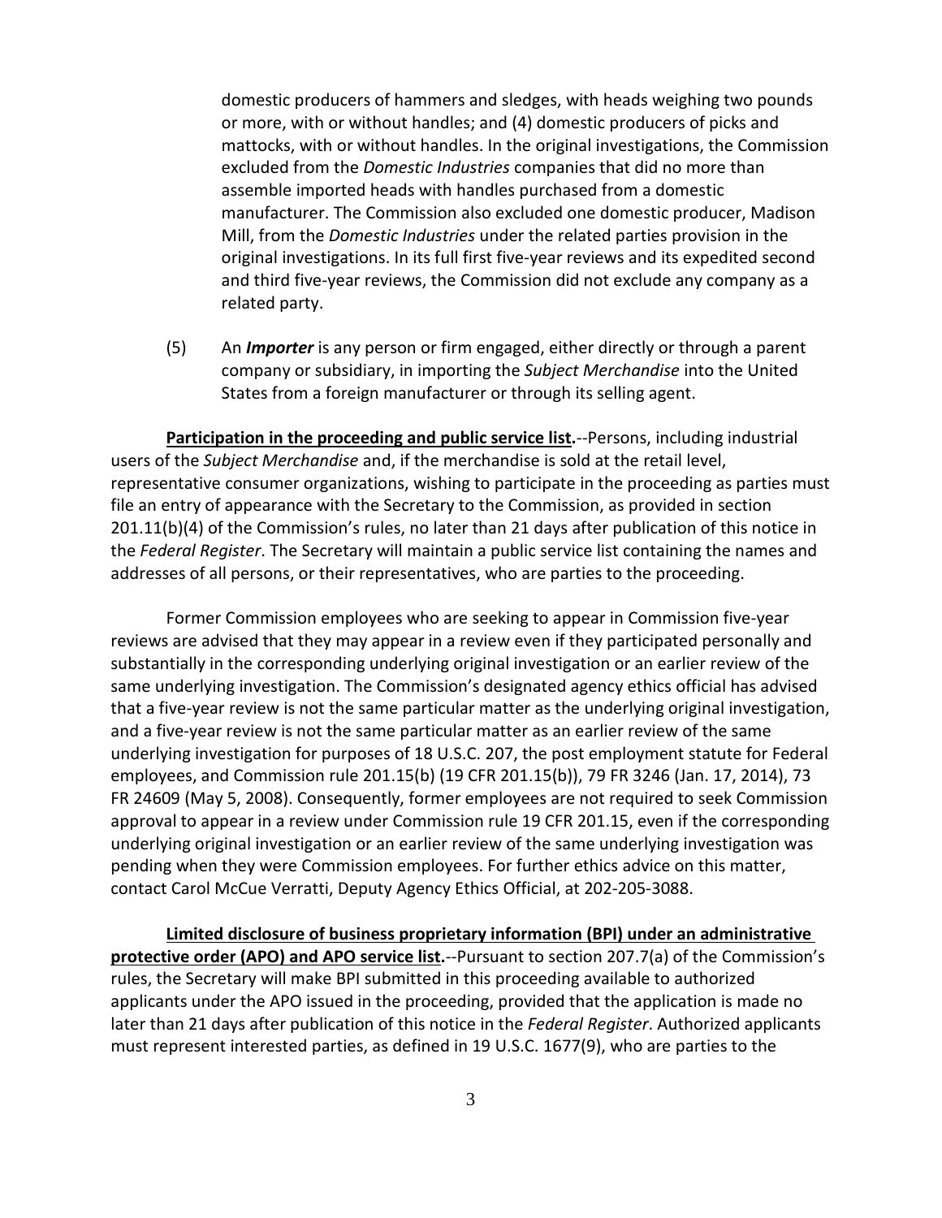domestic producers of hammers and sledges, with heads weighing two pounds or more, with or without handles; and (4) domestic producers of picks and mattocks, with or without handles. In the original investigations, the Commission excluded from the *Domestic Industries* companies that did no more than assemble imported heads with handles purchased from a domestic manufacturer. The Commission also excluded one domestic producer, Madison Mill, from the *Domestic Industries* under the related parties provision in the original investigations. In its full first five-year reviews and its expedited second and third five-year reviews, the Commission did not exclude any company as a related party.

(5) An ***Importer*** is any person or firm engaged, either directly or through a parent company or subsidiary, in importing the *Subject Merchandise* into the United States from a foreign manufacturer or through its selling agent.

**Participation in the proceeding and public service list.**--Persons, including industrial users of the *Subject Merchandise* and, if the merchandise is sold at the retail level, representative consumer organizations, wishing to participate in the proceeding as parties must file an entry of appearance with the Secretary to the Commission, as provided in section 201.11(b)(4) of the Commission's rules, no later than 21 days after publication of this notice in the *Federal Register*. The Secretary will maintain a public service list containing the names and addresses of all persons, or their representatives, who are parties to the proceeding.

Former Commission employees who are seeking to appear in Commission five-year reviews are advised that they may appear in a review even if they participated personally and substantially in the corresponding underlying original investigation or an earlier review of the same underlying investigation. The Commission's designated agency ethics official has advised that a five-year review is not the same particular matter as the underlying original investigation, and a five-year review is not the same particular matter as an earlier review of the same underlying investigation for purposes of 18 U.S.C. 207, the post employment statute for Federal employees, and Commission rule 201.15(b) (19 CFR 201.15(b)), 79 FR 3246 (Jan. 17, 2014), 73 FR 24609 (May 5, 2008). Consequently, former employees are not required to seek Commission approval to appear in a review under Commission rule 19 CFR 201.15, even if the corresponding underlying original investigation or an earlier review of the same underlying investigation was pending when they were Commission employees. For further ethics advice on this matter, contact Carol McCue Verratti, Deputy Agency Ethics Official, at 202-205-3088.

**Limited disclosure of business proprietary information (BPI) under an administrative protective order (APO) and APO service list.**--Pursuant to section 207.7(a) of the Commission's rules, the Secretary will make BPI submitted in this proceeding available to authorized applicants under the APO issued in the proceeding, provided that the application is made no later than 21 days after publication of this notice in the *Federal Register*. Authorized applicants must represent interested parties, as defined in 19 U.S.C. 1677(9), who are parties to the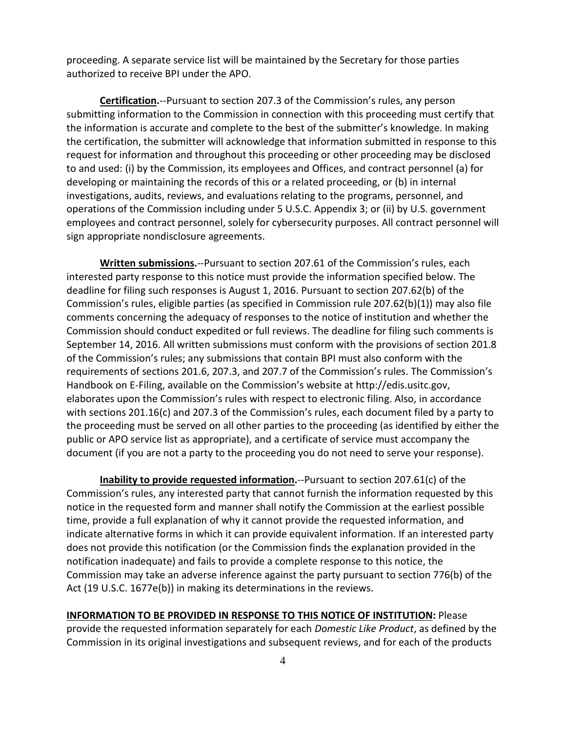proceeding. A separate service list will be maintained by the Secretary for those parties authorized to receive BPI under the APO.

**Certification.**--Pursuant to section 207.3 of the Commission's rules, any person submitting information to the Commission in connection with this proceeding must certify that the information is accurate and complete to the best of the submitter's knowledge. In making the certification, the submitter will acknowledge that information submitted in response to this request for information and throughout this proceeding or other proceeding may be disclosed to and used: (i) by the Commission, its employees and Offices, and contract personnel (a) for developing or maintaining the records of this or a related proceeding, or (b) in internal investigations, audits, reviews, and evaluations relating to the programs, personnel, and operations of the Commission including under 5 U.S.C. Appendix 3; or (ii) by U.S. government employees and contract personnel, solely for cybersecurity purposes. All contract personnel will sign appropriate nondisclosure agreements.

**Written submissions.**--Pursuant to section 207.61 of the Commission's rules, each interested party response to this notice must provide the information specified below. The deadline for filing such responses is August 1, 2016. Pursuant to section 207.62(b) of the Commission's rules, eligible parties (as specified in Commission rule 207.62(b)(1)) may also file comments concerning the adequacy of responses to the notice of institution and whether the Commission should conduct expedited or full reviews. The deadline for filing such comments is September 14, 2016. All written submissions must conform with the provisions of section 201.8 of the Commission's rules; any submissions that contain BPI must also conform with the requirements of sections 201.6, 207.3, and 207.7 of the Commission's rules. The Commission's Handbook on E-Filing, available on the Commission's website at http://edis.usitc.gov, elaborates upon the Commission's rules with respect to electronic filing. Also, in accordance with sections 201.16(c) and 207.3 of the Commission's rules, each document filed by a party to the proceeding must be served on all other parties to the proceeding (as identified by either the public or APO service list as appropriate), and a certificate of service must accompany the document (if you are not a party to the proceeding you do not need to serve your response).

**Inability to provide requested information.**--Pursuant to section 207.61(c) of the Commission's rules, any interested party that cannot furnish the information requested by this notice in the requested form and manner shall notify the Commission at the earliest possible time, provide a full explanation of why it cannot provide the requested information, and indicate alternative forms in which it can provide equivalent information. If an interested party does not provide this notification (or the Commission finds the explanation provided in the notification inadequate) and fails to provide a complete response to this notice, the Commission may take an adverse inference against the party pursuant to section 776(b) of the Act (19 U.S.C. 1677e(b)) in making its determinations in the reviews.

**INFORMATION TO BE PROVIDED IN RESPONSE TO THIS NOTICE OF INSTITUTION:** Please provide the requested information separately for each *Domestic Like Product*, as defined by the Commission in its original investigations and subsequent reviews, and for each of the products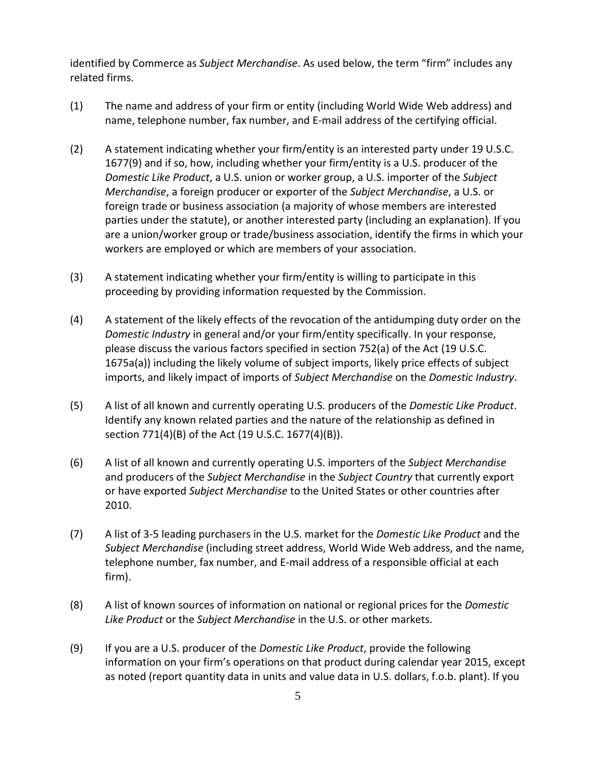identified by Commerce as *Subject Merchandise*. As used below, the term "firm" includes any related firms.

(1) The name and address of your firm or entity (including World Wide Web address) and name, telephone number, fax number, and E-mail address of the certifying official.

(2) A statement indicating whether your firm/entity is an interested party under 19 U.S.C. 1677(9) and if so, how, including whether your firm/entity is a U.S. producer of the *Domestic Like Product*, a U.S. union or worker group, a U.S. importer of the *Subject Merchandise*, a foreign producer or exporter of the *Subject Merchandise*, a U.S. or foreign trade or business association (a majority of whose members are interested parties under the statute), or another interested party (including an explanation). If you are a union/worker group or trade/business association, identify the firms in which your workers are employed or which are members of your association.

(3) A statement indicating whether your firm/entity is willing to participate in this proceeding by providing information requested by the Commission.

(4) A statement of the likely effects of the revocation of the antidumping duty order on the *Domestic Industry* in general and/or your firm/entity specifically. In your response, please discuss the various factors specified in section 752(a) of the Act (19 U.S.C. 1675a(a)) including the likely volume of subject imports, likely price effects of subject imports, and likely impact of imports of *Subject Merchandise* on the *Domestic Industry*.

(5) A list of all known and currently operating U.S. producers of the *Domestic Like Product*. Identify any known related parties and the nature of the relationship as defined in section 771(4)(B) of the Act (19 U.S.C. 1677(4)(B)).

(6) A list of all known and currently operating U.S. importers of the *Subject Merchandise* and producers of the *Subject Merchandise* in the *Subject Country* that currently export or have exported *Subject Merchandise* to the United States or other countries after 2010.

(7) A list of 3-5 leading purchasers in the U.S. market for the *Domestic Like Product* and the *Subject Merchandise* (including street address, World Wide Web address, and the name, telephone number, fax number, and E-mail address of a responsible official at each firm).

(8) A list of known sources of information on national or regional prices for the *Domestic Like Product* or the *Subject Merchandise* in the U.S. or other markets.

(9) If you are a U.S. producer of the *Domestic Like Product*, provide the following information on your firm's operations on that product during calendar year 2015, except as noted (report quantity data in units and value data in U.S. dollars, f.o.b. plant). If you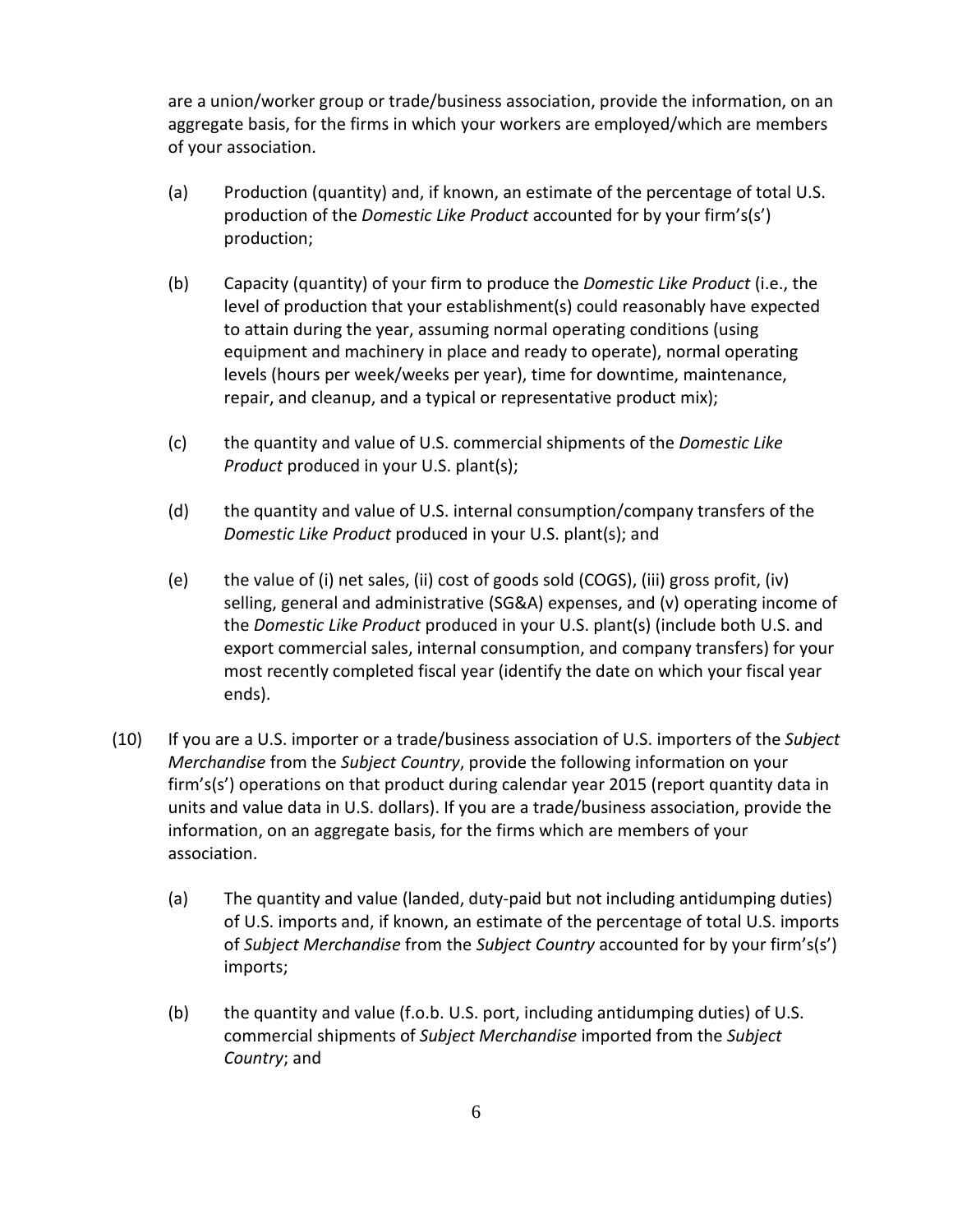are a union/worker group or trade/business association, provide the information, on an aggregate basis, for the firms in which your workers are employed/which are members of your association.

(a) Production (quantity) and, if known, an estimate of the percentage of total U.S. production of the *Domestic Like Product* accounted for by your firm's(s') production;

(b) Capacity (quantity) of your firm to produce the *Domestic Like Product* (i.e., the level of production that your establishment(s) could reasonably have expected to attain during the year, assuming normal operating conditions (using equipment and machinery in place and ready to operate), normal operating levels (hours per week/weeks per year), time for downtime, maintenance, repair, and cleanup, and a typical or representative product mix);

(c) the quantity and value of U.S. commercial shipments of the *Domestic Like Product* produced in your U.S. plant(s);

(d) the quantity and value of U.S. internal consumption/company transfers of the *Domestic Like Product* produced in your U.S. plant(s); and

(e) the value of (i) net sales, (ii) cost of goods sold (COGS), (iii) gross profit, (iv) selling, general and administrative (SG&A) expenses, and (v) operating income of the *Domestic Like Product* produced in your U.S. plant(s) (include both U.S. and export commercial sales, internal consumption, and company transfers) for your most recently completed fiscal year (identify the date on which your fiscal year ends).

(10) If you are a U.S. importer or a trade/business association of U.S. importers of the *Subject Merchandise* from the *Subject Country*, provide the following information on your firm's(s') operations on that product during calendar year 2015 (report quantity data in units and value data in U.S. dollars). If you are a trade/business association, provide the information, on an aggregate basis, for the firms which are members of your association.

(a) The quantity and value (landed, duty-paid but not including antidumping duties) of U.S. imports and, if known, an estimate of the percentage of total U.S. imports of *Subject Merchandise* from the *Subject Country* accounted for by your firm's(s') imports;

(b) the quantity and value (f.o.b. U.S. port, including antidumping duties) of U.S. commercial shipments of *Subject Merchandise* imported from the *Subject Country*; and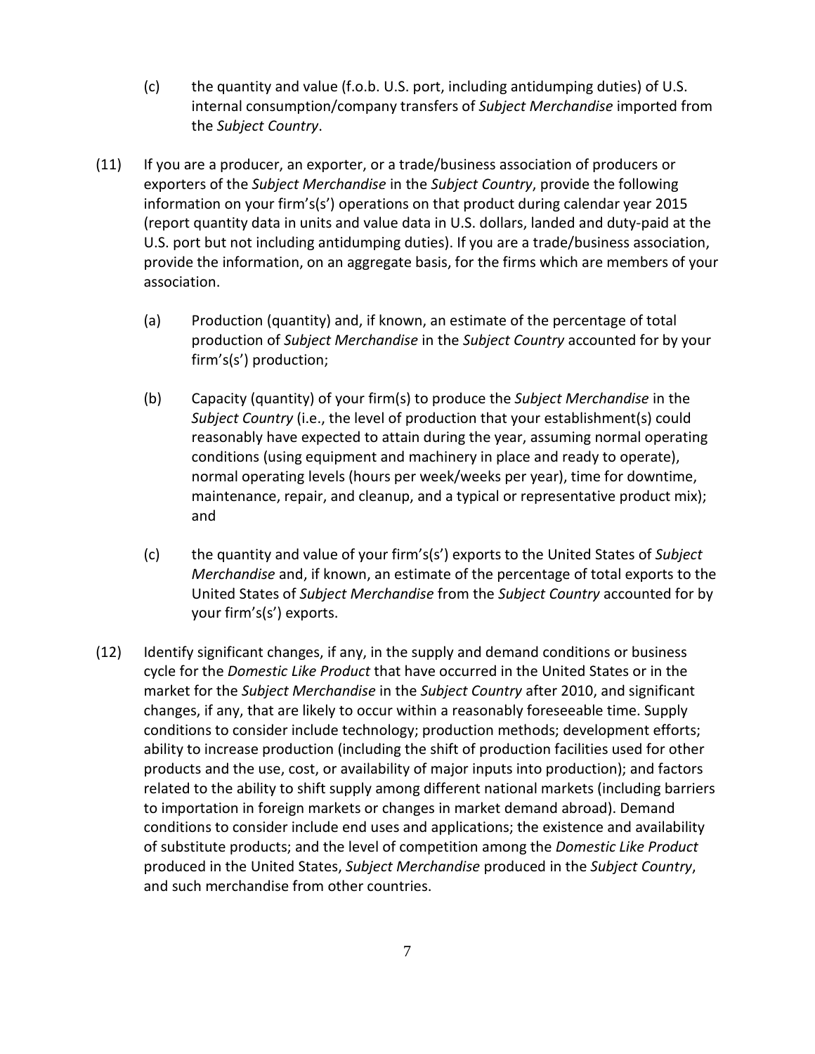(c) the quantity and value (f.o.b. U.S. port, including antidumping duties) of U.S. internal consumption/company transfers of *Subject Merchandise* imported from the *Subject Country*.

(11) If you are a producer, an exporter, or a trade/business association of producers or exporters of the *Subject Merchandise* in the *Subject Country*, provide the following information on your firm's(s') operations on that product during calendar year 2015 (report quantity data in units and value data in U.S. dollars, landed and duty-paid at the U.S. port but not including antidumping duties). If you are a trade/business association, provide the information, on an aggregate basis, for the firms which are members of your association.

(a) Production (quantity) and, if known, an estimate of the percentage of total production of *Subject Merchandise* in the *Subject Country* accounted for by your firm's(s') production;

(b) Capacity (quantity) of your firm(s) to produce the *Subject Merchandise* in the *Subject Country* (i.e., the level of production that your establishment(s) could reasonably have expected to attain during the year, assuming normal operating conditions (using equipment and machinery in place and ready to operate), normal operating levels (hours per week/weeks per year), time for downtime, maintenance, repair, and cleanup, and a typical or representative product mix); and

(c) the quantity and value of your firm's(s') exports to the United States of *Subject Merchandise* and, if known, an estimate of the percentage of total exports to the United States of *Subject Merchandise* from the *Subject Country* accounted for by your firm's(s') exports.

(12) Identify significant changes, if any, in the supply and demand conditions or business cycle for the *Domestic Like Product* that have occurred in the United States or in the market for the *Subject Merchandise* in the *Subject Country* after 2010, and significant changes, if any, that are likely to occur within a reasonably foreseeable time. Supply conditions to consider include technology; production methods; development efforts; ability to increase production (including the shift of production facilities used for other products and the use, cost, or availability of major inputs into production); and factors related to the ability to shift supply among different national markets (including barriers to importation in foreign markets or changes in market demand abroad). Demand conditions to consider include end uses and applications; the existence and availability of substitute products; and the level of competition among the *Domestic Like Product* produced in the United States, *Subject Merchandise* produced in the *Subject Country*, and such merchandise from other countries.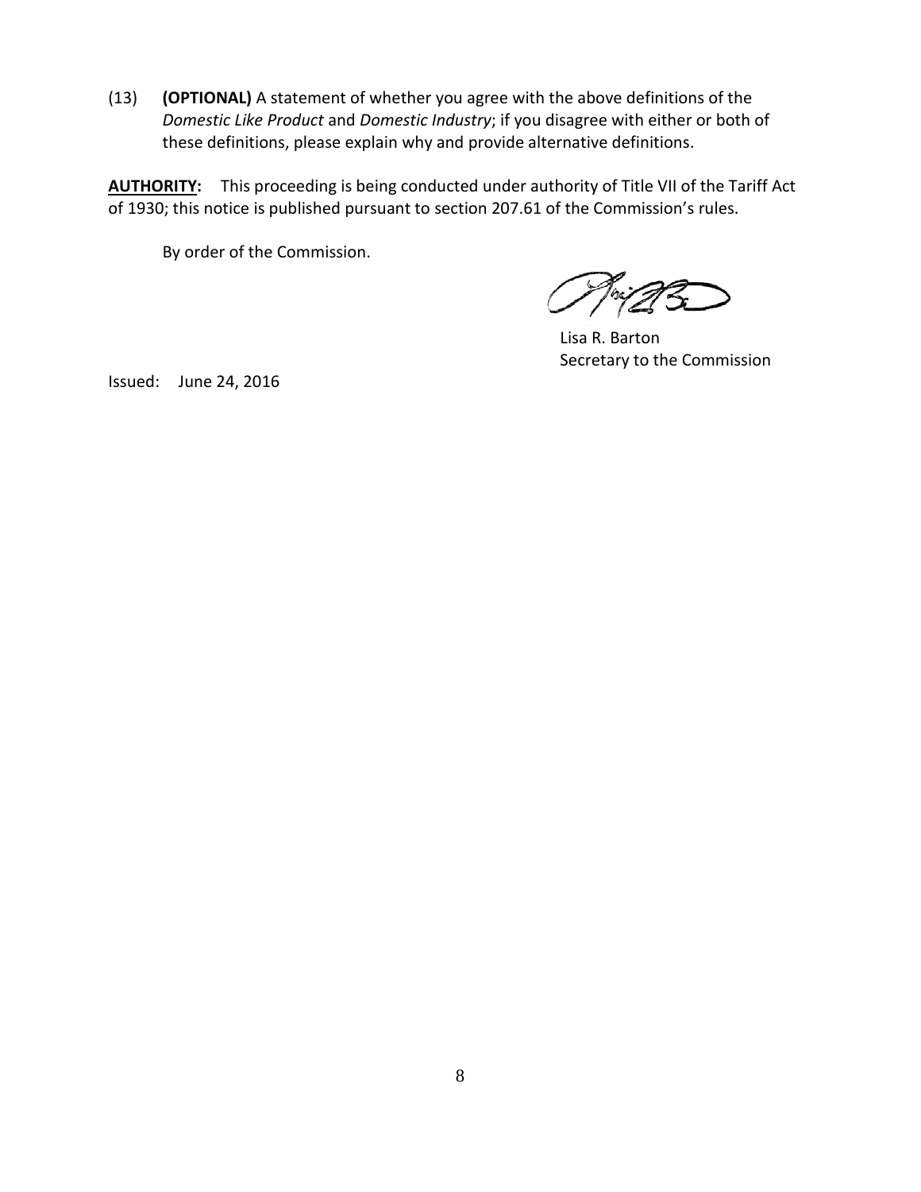(13) **(OPTIONAL)** A statement of whether you agree with the above definitions of the *Domestic Like Product* and *Domestic Industry*; if you disagree with either or both of these definitions, please explain why and provide alternative definitions.

**AUTHORITY:** This proceeding is being conducted under authority of Title VII of the Tariff Act of 1930; this notice is published pursuant to section 207.61 of the Commission's rules.

By order of the Commission.

Lisa R. Barton
Secretary to the Commission

Issued: June 24, 2016